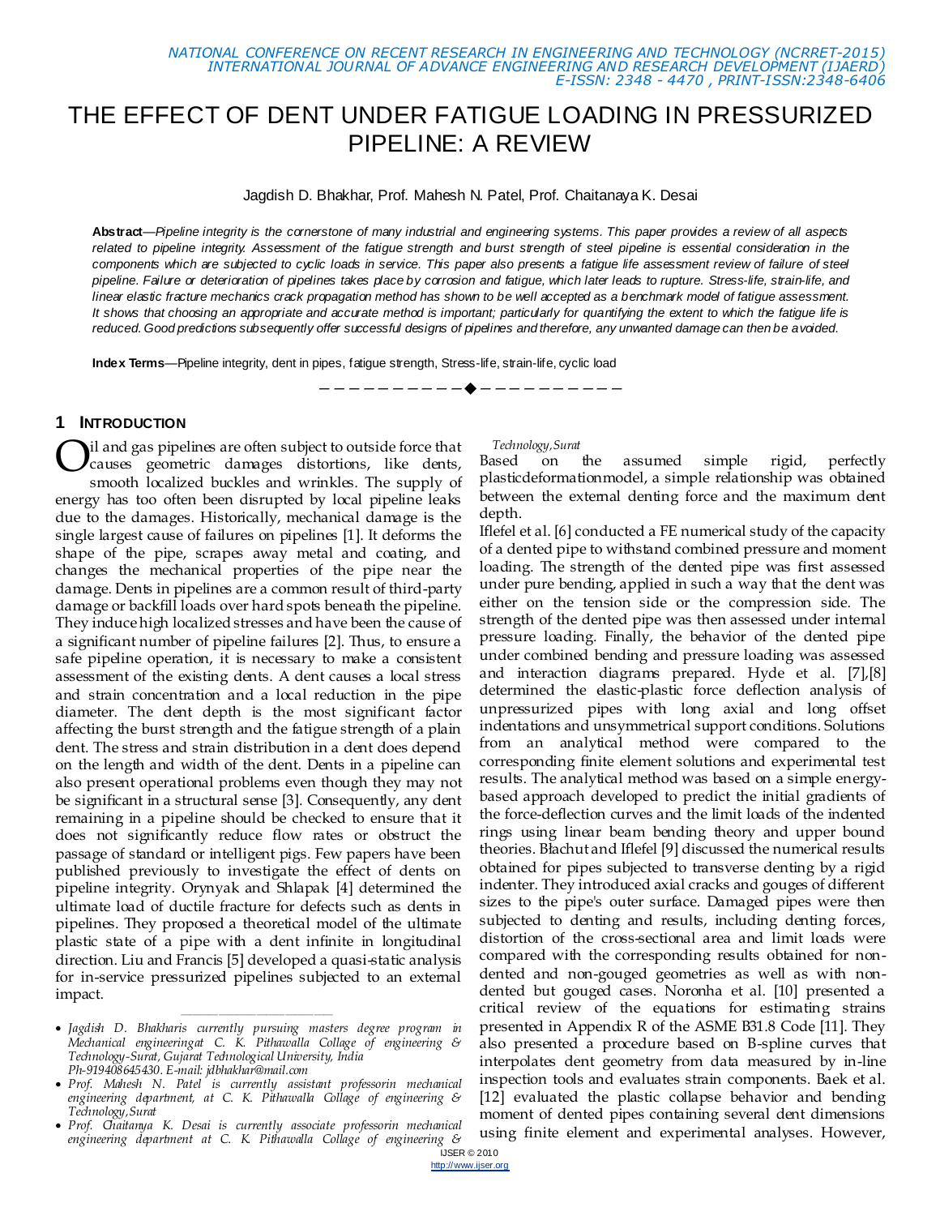# THE EFFECT OF DENT UNDER FATIGUE LOADING IN PRESSURIZED PIPELINE: A REVIEW

Jagdish D. Bhakhar, Prof. Mahesh N. Patel, Prof. Chaitanaya K. Desai

***Abstract***—*Pipeline integrity is the cornerstone of many industrial and engineering systems. This paper provides a review of all aspects related to pipeline integrity. Assessment of the fatigue strength and burst strength of steel pipeline is essential consideration in the components which are subjected to cyclic loads in service. This paper also presents a fatigue life assessment review of failure of steel pipeline. Failure or deterioration of pipelines takes place by corrosion and fatigue, which later leads to rupture. Stress-life, strain-life, and linear elastic fracture mechanics crack propagation method has shown to be well accepted as a benchmark model of fatigue assessment. It shows that choosing an appropriate and accurate method is important; particularly for quantifying the extent to which the fatigue life is reduced. Good predictions subsequently offer successful designs of pipelines and therefore, any unwanted damage can then be avoided.*

**Index Terms**—Pipeline integrity, dent in pipes, fatigue strength, Stress-life, strain-life, cyclic load

---

## 1 INTRODUCTION

Oil and gas pipelines are often subject to outside force that causes geometric damages distortions, like dents, smooth localized buckles and wrinkles. The supply of energy has too often been disrupted by local pipeline leaks due to the damages. Historically, mechanical damage is the single largest cause of failures on pipelines [1]. It deforms the shape of the pipe, scrapes away metal and coating, and changes the mechanical properties of the pipe near the damage. Dents in pipelines are a common result of third-party damage or backfill loads over hard spots beneath the pipeline. They induce high localized stresses and have been the cause of a significant number of pipeline failures [2]. Thus, to ensure a safe pipeline operation, it is necessary to make a consistent assessment of the existing dents. A dent causes a local stress and strain concentration and a local reduction in the pipe diameter. The dent depth is the most significant factor affecting the burst strength and the fatigue strength of a plain dent. The stress and strain distribution in a dent does depend on the length and width of the dent. Dents in a pipeline can also present operational problems even though they may not be significant in a structural sense [3]. Consequently, any dent remaining in a pipeline should be checked to ensure that it does not significantly reduce flow rates or obstruct the passage of standard or intelligent pigs. Few papers have been published previously to investigate the effect of dents on pipeline integrity. Orynyak and Shlapak [4] determined the ultimate load of ductile fracture for defects such as dents in pipelines. They proposed a theoretical model of the ultimate plastic state of a pipe with a dent infinite in longitudinal direction. Liu and Francis [5] developed a quasi-static analysis for in-service pressurized pipelines subjected to an external impact. Based on the assumed simple rigid, perfectly plasticdeformationmodel, a simple relationship was obtained between the external denting force and the maximum dent depth.

Iflefel et al. [6] conducted a FE numerical study of the capacity of a dented pipe to withstand combined pressure and moment loading. The strength of the dented pipe was first assessed under pure bending, applied in such a way that the dent was either on the tension side or the compression side. The strength of the dented pipe was then assessed under internal pressure loading. Finally, the behavior of the dented pipe under combined bending and pressure loading was assessed and interaction diagrams prepared. Hyde et al. [7],[8] determined the elastic-plastic force deflection analysis of unpressurized pipes with long axial and long offset indentations and unsymmetrical support conditions. Solutions from an analytical method were compared to the corresponding finite element solutions and experimental test results. The analytical method was based on a simple energy-based approach developed to predict the initial gradients of the force-deflection curves and the limit loads of the indented rings using linear beam bending theory and upper bound theories. Blachut and Iflefel [9] discussed the numerical results obtained for pipes subjected to transverse denting by a rigid indenter. They introduced axial cracks and gouges of different sizes to the pipe's outer surface. Damaged pipes were then subjected to denting and results, including denting forces, distortion of the cross-sectional area and limit loads were compared with the corresponding results obtained for non-dented and non-gouged geometries as well as with non-dented but gouged cases. Noronha et al. [10] presented a critical review of the equations for estimating strains presented in Appendix R of the ASME B31.8 Code [11]. They also presented a procedure based on B-spline curves that interpolates dent geometry from data measured by in-line inspection tools and evaluates strain components. Baek et al. [12] evaluated the plastic collapse behavior and bending moment of dented pipes containing several dent dimensions using finite element and experimental analyses. However,

---

- *Jagdish D. Bhakharis currently pursuing masters degree program in Mechanical engineeringat C. K. Pithawalla Collage of engineering & Technology-Surat, Gujarat Technological University, India Ph-919408645430. E-mail: jdbhakhar@mail.com*
- *Prof. Mahesh N. Patel is currently assistant professorin mechanical engineering department, at C. K. Pithawalla Collage of engineering & Technology, Surat*
- *Prof. Chaitanya K. Desai is currently associate professorin mechanical engineering department at C. K. Pithawalla Collage of engineering & Technology, Surat*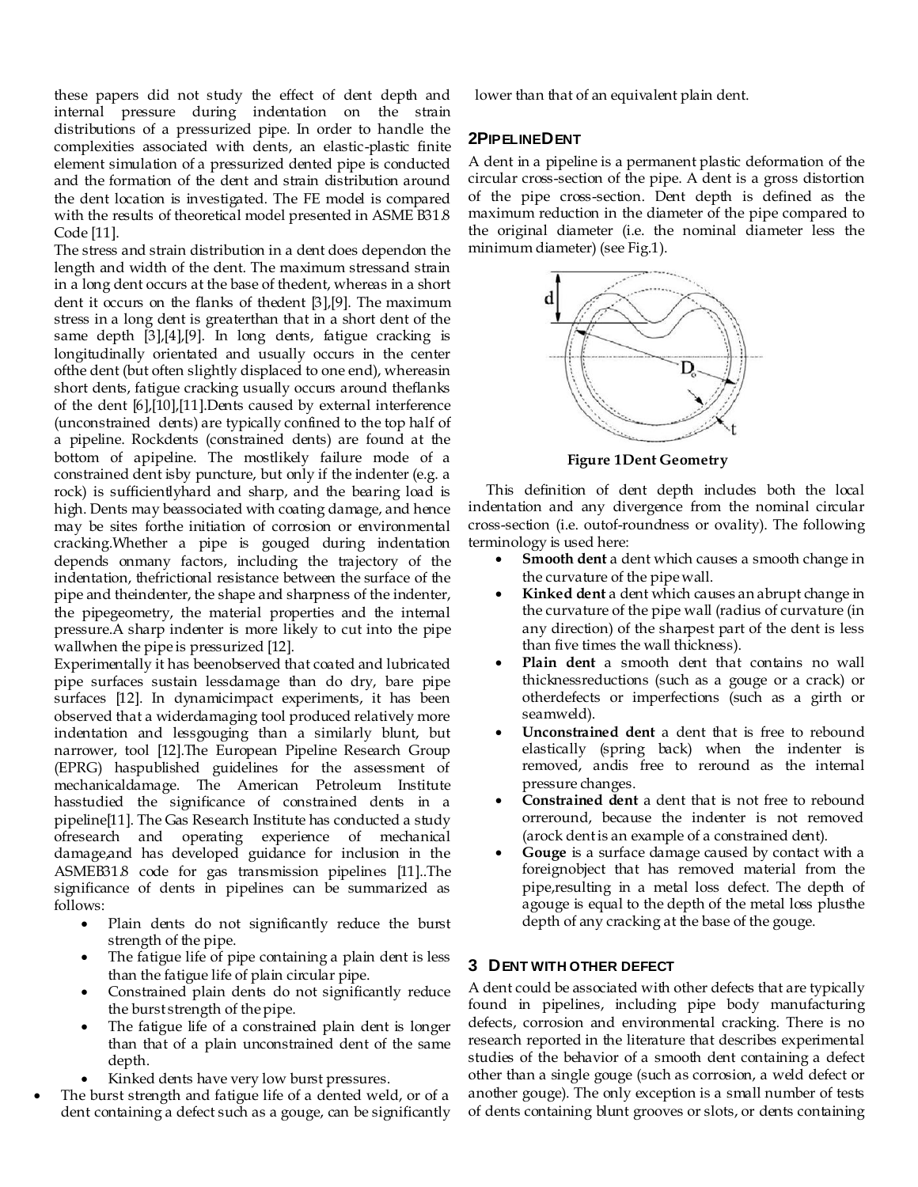these papers did not study the effect of dent depth and internal pressure during indentation on the strain distributions of a pressurized pipe. In order to handle the complexities associated with dents, an elastic-plastic finite element simulation of a pressurized dented pipe is conducted and the formation of the dent and strain distribution around the dent location is investigated. The FE model is compared with the results of theoretical model presented in ASME B31.8 Code [11].

The stress and strain distribution in a dent does dependon the length and width of the dent. The maximum stressand strain in a long dent occurs at the base of thedent, whereas in a short dent it occurs on the flanks of thedent [3],[9]. The maximum stress in a long dent is greaterthan that in a short dent of the same depth [3],[4],[9]. In long dents, fatigue cracking is longitudinally orientated and usually occurs in the center ofthe dent (but often slightly displaced to one end), whereasin short dents, fatigue cracking usually occurs around theflanks of the dent [6],[10],[11].Dents caused by external interference (unconstrained dents) are typically confined to the top half of a pipeline. Rockdents (constrained dents) are found at the bottom of apipeline. The mostlikely failure mode of a constrained dent isby puncture, but only if the indenter (e.g. a rock) is sufficientlyhard and sharp, and the bearing load is high. Dents may beassociated with coating damage, and hence may be sites forthe initiation of corrosion or environmental cracking.Whether a pipe is gouged during indentation depends onmany factors, including the trajectory of the indentation, thefrictional resistance between the surface of the pipe and theindenter, the shape and sharpness of the indenter, the pipegeometry, the material properties and the internal pressure.A sharp indenter is more likely to cut into the pipe wallwhen the pipe is pressurized [12].

Experimentally it has beenobserved that coated and lubricated pipe surfaces sustain lessdamage than do dry, bare pipe surfaces [12]. In dynamicimpact experiments, it has been observed that a widerdamaging tool produced relatively more indentation and lessgouging than a similarly blunt, but narrower, tool [12].The European Pipeline Research Group (EPRG) haspublished guidelines for the assessment of mechanicaldamage. The American Petroleum Institute hasstudied the significance of constrained dents in a pipeline[11]. The Gas Research Institute has conducted a study ofresearch and operating experience of mechanical damage,and has developed guidance for inclusion in the ASMEB31.8 code for gas transmission pipelines [11]..The significance of dents in pipelines can be summarized as follows:

- Plain dents do not significantly reduce the burst strength of the pipe.
- The fatigue life of pipe containing a plain dent is less than the fatigue life of plain circular pipe.
- Constrained plain dents do not significantly reduce the burst strength of the pipe.
- The fatigue life of a constrained plain dent is longer than that of a plain unconstrained dent of the same depth.
- Kinked dents have very low burst pressures.
- The burst strength and fatigue life of a dented weld, or of a dent containing a defect such as a gouge, can be significantly lower than that of an equivalent plain dent.

## 2 PIPELINE DENT

A dent in a pipeline is a permanent plastic deformation of the circular cross-section of the pipe. A dent is a gross distortion of the pipe cross-section. Dent depth is defined as the maximum reduction in the diameter of the pipe compared to the original diameter (i.e. the nominal diameter less the minimum diameter) (see Fig.1).

**Figure 1 Dent Geometry**

This definition of dent depth includes both the local indentation and any divergence from the nominal circular cross-section (i.e. outof-roundness or ovality). The following terminology is used here:

- **Smooth dent** a dent which causes a smooth change in the curvature of the pipe wall.
- **Kinked dent** a dent which causes an abrupt change in the curvature of the pipe wall (radius of curvature (in any direction) of the sharpest part of the dent is less than five times the wall thickness).
- **Plain dent** a smooth dent that contains no wall thicknessreductions (such as a gouge or a crack) or otherdefects or imperfections (such as a girth or seamweld).
- **Unconstrained dent** a dent that is free to rebound elastically (spring back) when the indenter is removed, andis free to reround as the internal pressure changes.
- **Constrained dent** a dent that is not free to rebound orreround, because the indenter is not removed (arock dent is an example of a constrained dent).
- **Gouge** is a surface damage caused by contact with a foreignobject that has removed material from the pipe,resulting in a metal loss defect. The depth of agouge is equal to the depth of the metal loss plusthe depth of any cracking at the base of the gouge.

## 3 DENT WITH OTHER DEFECT

A dent could be associated with other defects that are typically found in pipelines, including pipe body manufacturing defects, corrosion and environmental cracking. There is no research reported in the literature that describes experimental studies of the behavior of a smooth dent containing a defect other than a single gouge (such as corrosion, a weld defect or another gouge). The only exception is a small number of tests of dents containing blunt grooves or slots, or dents containing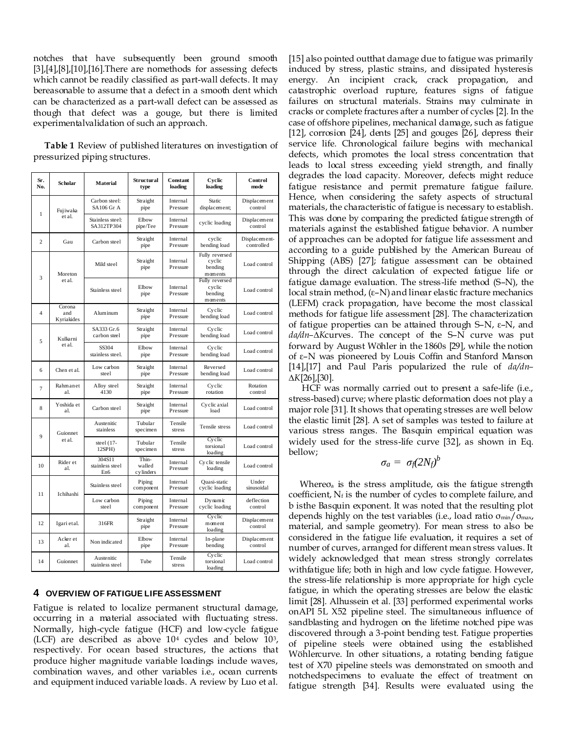notches that have subsequently been ground smooth [3],[4],[8],[10],[16].There are nomethods for assessing defects which cannot be readily classified as part-wall defects. It may bereasonable to assume that a defect in a smooth dent which can be characterized as a part-wall defect can be assessed as though that defect was a gouge, but there is limited experimentalvalidation of such an approach.

**Table 1** Review of published literatures on investigation of pressurized piping structures.

| Sr. No. | Scholar | Material | Structural type | Constant loading | Cyclic loading | Control mode |
|---|---|---|---|---|---|---|
| 1 | Fujiwaka et al. | Carbon steel: SA106 Gr A | Straight pipe | Internal Pressure | Static displacement; | Displacement control |
| | | Stainless steel: SA312TP304 | Elbow pipe/Tee | Internal Pressure | cyclic loading | Displacement control |
| 2 | Gau | Carbon steel | Straight pipe | Internal Pressure | cyclic bending load | Displacement-controlled |
| 3 | Moreton et al. | Mild steel | Straight pipe | Internal Pressure | Fully reversed cyclic bending moments | Load control |
| | | Stainless steel | Elbow pipe | Internal Pressure | Fully reversed cyclic bending moments | Load control |
| 4 | Corona and Kyriakides | Aluminum | Straight pipe | Internal Pressure | Cyclic bending load | Load control |
| 5 | Kulkarni et al. | SA333 Gr.6 carbon steel | Straight pipe | Internal Pressure | Cyclic bending load | Load control |
| | | SS304 stainless steel. | Elbow pipe | Internal Pressure | Cyclic bending load | Load control |
| 6 | Chen et al. | Low carbon steel | Straight pipe | Internal Pressure | Reversed bending load | Load control |
| 7 | Rahmanet al. | Alloy steel 4130 | Straight pipe | Internal Pressure | Cyclic rotation | Rotation control |
| 8 | Yoshida et al. | Carbon steel | Straight pipe | Internal Pressure | Cyclic axial load | Load control |
| 9 | Guionnet et al. | Austenitic stainless | Tubular specimen | Tensile stress | Tensile stress | Load control |
| | | steel (17-12SPH) | Tubular specimen | Tensile stress | Cyclic torsional loading | Load control |
| 10 | Rider et al. | 304S11 stainless steel En6 | Thin-walled cylinders | Internal Pressure | Cyclic tensile loading | Load control |
| 11 | Ichihashi | Stainless steel | Piping component | Internal Pressure | Quasi-static cyclic loading | Under sinusoidal |
| | | Low carbon steel | Piping component | Internal Pressure | Dynamic cyclic loading | deflection control |
| 12 | Igari etal. | 316FR | Straight pipe | Internal Pressure | Cyclic moment loading | Displacement control |
| 13 | Acker et al. | Non indicated | Elbow pipe | Internal Pressure | In-plane bending | Displacement control |
| 14 | Guionnet | Austenitic stainless steel | Tube | Tensile stress | Cyclic torsional loading | Load control |

## 4 OVERVIEW OF FATIGUE LIFE ASSESSMENT

Fatigue is related to localize permanent structural damage, occurring in a material associated with fluctuating stress. Normally, high-cycle fatigue (HCF) and low-cycle fatigue (LCF) are described as above $10^4$ cycles and below $10^3$, respectively. For ocean based structures, the actions that produce higher magnitude variable loadings include waves, combination waves, and other variables i.e., ocean currents and equipment induced variable loads. A review by Luo et al. [15] also pointed outthat damage due to fatigue was primarily induced by stress, plastic strains, and dissipated hysteresis energy. An incipient crack, crack propagation, and catastrophic overload rupture, features signs of fatigue failures on structural materials. Strains may culminate in cracks or complete fractures after a number of cycles [2]. In the case of offshore pipelines, mechanical damage, such as fatigue [12], corrosion [24], dents [25] and gouges [26], depress their service life. Chronological failure begins with mechanical defects, which promotes the local stress concentration that leads to local stress exceeding yield strength, and finally degrades the load capacity. Moreover, defects might reduce fatigue resistance and permit premature fatigue failure. Hence, when considering the safety aspects of structural materials, the characteristic of fatigue is necessary to establish. This was done by comparing the predicted fatigue strength of materials against the established fatigue behavior. A number of approaches can be adopted for fatigue life assessment and according to a guide published by the American Bureau of Shipping (ABS) [27]; fatigue assessment can be obtained through the direct calculation of expected fatigue life or fatigue damage evaluation. The stress-life method (S–N), the local strain method, (ε–N) and linear elastic fracture mechanics (LEFM) crack propagation, have become the most classical methods for fatigue life assessment [28]. The characterization of fatigue properties can be attained through S–N, ε–N, and *da/dn*–Δ*K*curves. The concept of the S–N curve was put forward by August Wöhler in the 1860s [29], while the notion of ε–N was pioneered by Louis Coffin and Stanford Manson [14],[17] and Paul Paris popularized the rule of *da/dn*–Δ*K*[26],[30].

HCF was normally carried out to present a safe-life (i.e., stress-based) curve; where plastic deformation does not play a major role [31]. It shows that operating stresses are well below the elastic limit [28]. A set of samples was tested to failure at various stress ranges. The Basquin empirical equation was widely used for the stress-life curve [32], as shown in Eq. bellow;

$$\sigma_a = \sigma_f(2N_f)^b$$

Where$\sigma_a$ is the stress amplitude, $\sigma_f$is the fatigue strength coefficient, $N_f$ is the number of cycles to complete failure, and b isthe Basquin exponent. It was noted that the resulting plot depends highly on the test variables (i.e., load ratio $\sigma_{min}/\sigma_{max}$, material, and sample geometry). For mean stress to also be considered in the fatigue life evaluation, it requires a set of number of curves, arranged for different mean stress values. It widely acknowledged that mean stress strongly correlates withfatigue life; both in high and low cycle fatigue. However, the stress-life relationship is more appropriate for high cycle fatigue, in which the operating stresses are below the elastic limit [28]. Alhussein et al. [33] performed experimental works onAPI 5L X52 pipeline steel. The simultaneous influence of sandblasting and hydrogen on the lifetime notched pipe was discovered through a 3-point bending test. Fatigue properties of pipeline steels were obtained using the established Wöhlercurve. In other situations, a rotating bending fatigue test of X70 pipeline steels was demonstrated on smooth and notchedspecimens to evaluate the effect of treatment on fatigue strength [34]. Results were evaluated using the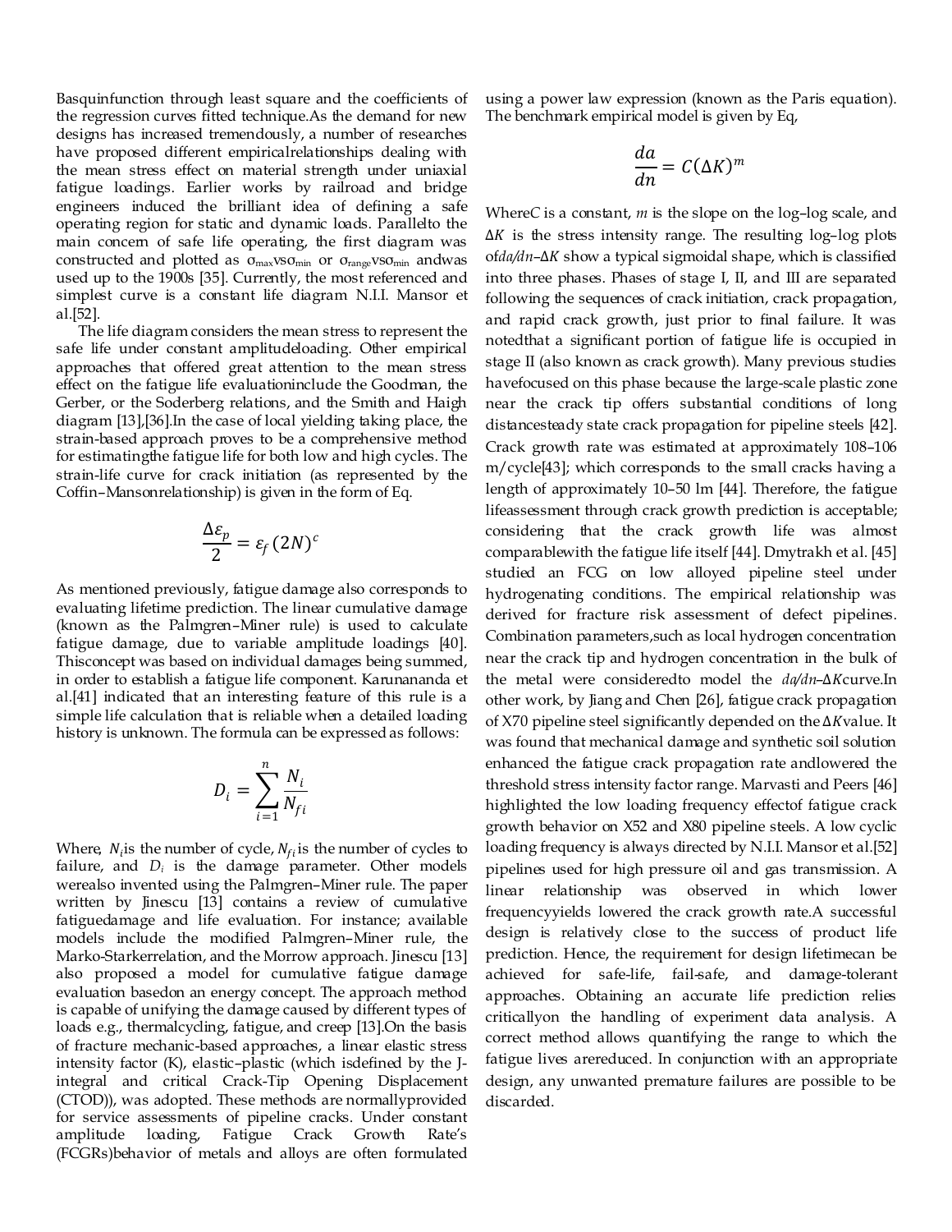Basquinfunction through least square and the coefficients of the regression curves fitted technique.As the demand for new designs has increased tremendously, a number of researches have proposed different empiricalrelationships dealing with the mean stress effect on material strength under uniaxial fatigue loadings. Earlier works by railroad and bridge engineers induced the brilliant idea of defining a safe operating region for static and dynamic loads. Parallelto the main concern of safe life operating, the first diagram was constructed and plotted as $\sigma_{max}$vs$\sigma_{min}$ or $\sigma_{range}$vs$\sigma_{min}$ andwas used up to the 1900s [35]. Currently, the most referenced and simplest curve is a constant life diagram N.I.I. Mansor et al.[52].

The life diagram considers the mean stress to represent the safe life under constant amplitudeloading. Other empirical approaches that offered great attention to the mean stress effect on the fatigue life evaluationinclude the Goodman, the Gerber, or the Soderberg relations, and the Smith and Haigh diagram [13],[36].In the case of local yielding taking place, the strain-based approach proves to be a comprehensive method for estimatingthe fatigue life for both low and high cycles. The strain-life curve for crack initiation (as represented by the Coffin–Mansonrelationship) is given in the form of Eq.

$$\frac{\Delta\varepsilon_p}{2} = \varepsilon_f\,(2N)^c$$

As mentioned previously, fatigue damage also corresponds to evaluating lifetime prediction. The linear cumulative damage (known as the Palmgren–Miner rule) is used to calculate fatigue damage, due to variable amplitude loadings [40]. Thisconcept was based on individual damages being summed, in order to establish a fatigue life component. Karunananda et al.[41] indicated that an interesting feature of this rule is a simple life calculation that is reliable when a detailed loading history is unknown. The formula can be expressed as follows:

$$D_i = \sum_{i=1}^{n} \frac{N_i}{N_{fi}}$$

Where, $N_i$is the number of cycle, $N_{fi}$ is the number of cycles to failure, and $D_i$ is the damage parameter. Other models werealso invented using the Palmgren–Miner rule. The paper written by Jinescu [13] contains a review of cumulative fatiguedamage and life evaluation. For instance; available models include the modified Palmgren–Miner rule, the Marko-Starkerrelation, and the Morrow approach. Jinescu [13] also proposed a model for cumulative fatigue damage evaluation basedon an energy concept. The approach method is capable of unifying the damage caused by different types of loads e.g., thermalcycling, fatigue, and creep [13].On the basis of fracture mechanic-based approaches, a linear elastic stress intensity factor (K), elastic–plastic (which isdefined by the J-integral and critical Crack-Tip Opening Displacement (CTOD)), was adopted. These methods are normallyprovided for service assessments of pipeline cracks. Under constant amplitude loading, Fatigue Crack Growth Rate's (FCGRs)behavior of metals and alloys are often formulated using a power law expression (known as the Paris equation). The benchmark empirical model is given by Eq,

$$\frac{da}{dn} = C(\Delta K)^m$$

WhereC is a constant, $m$ is the slope on the log–log scale, and $\Delta K$ is the stress intensity range. The resulting log–log plots of$da/dn$–$\Delta K$ show a typical sigmoidal shape, which is classified into three phases. Phases of stage I, II, and III are separated following the sequences of crack initiation, crack propagation, and rapid crack growth, just prior to final failure. It was notedthat a significant portion of fatigue life is occupied in stage II (also known as crack growth). Many previous studies havefocused on this phase because the large-scale plastic zone near the crack tip offers substantial conditions of long distancesteady state crack propagation for pipeline steels [42]. Crack growth rate was estimated at approximately 108–106 m/cycle[43]; which corresponds to the small cracks having a length of approximately 10–50 lm [44]. Therefore, the fatigue lifeassessment through crack growth prediction is acceptable; considering that the crack growth life was almost comparablewith the fatigue life itself [44]. Dmytrakh et al. [45] studied an FCG on low alloyed pipeline steel under hydrogenating conditions. The empirical relationship was derived for fracture risk assessment of defect pipelines. Combination parameters,such as local hydrogen concentration near the crack tip and hydrogen concentration in the bulk of the metal were consideredto model the $da/dn$–$\Delta K$curve.In other work, by Jiang and Chen [26], fatigue crack propagation of X70 pipeline steel significantly depended on the$\Delta K$value. It was found that mechanical damage and synthetic soil solution enhanced the fatigue crack propagation rate andlowered the threshold stress intensity factor range. Marvasti and Peers [46] highlighted the low loading frequency effectof fatigue crack growth behavior on X52 and X80 pipeline steels. A low cyclic loading frequency is always directed by N.I.I. Mansor et al.[52] pipelines used for high pressure oil and gas transmission. A linear relationship was observed in which lower frequencyyields lowered the crack growth rate.A successful design is relatively close to the success of product life prediction. Hence, the requirement for design lifetimecan be achieved for safe-life, fail-safe, and damage-tolerant approaches. Obtaining an accurate life prediction relies criticallyon the handling of experiment data analysis. A correct method allows quantifying the range to which the fatigue lives arereduced. In conjunction with an appropriate design, any unwanted premature failures are possible to be discarded.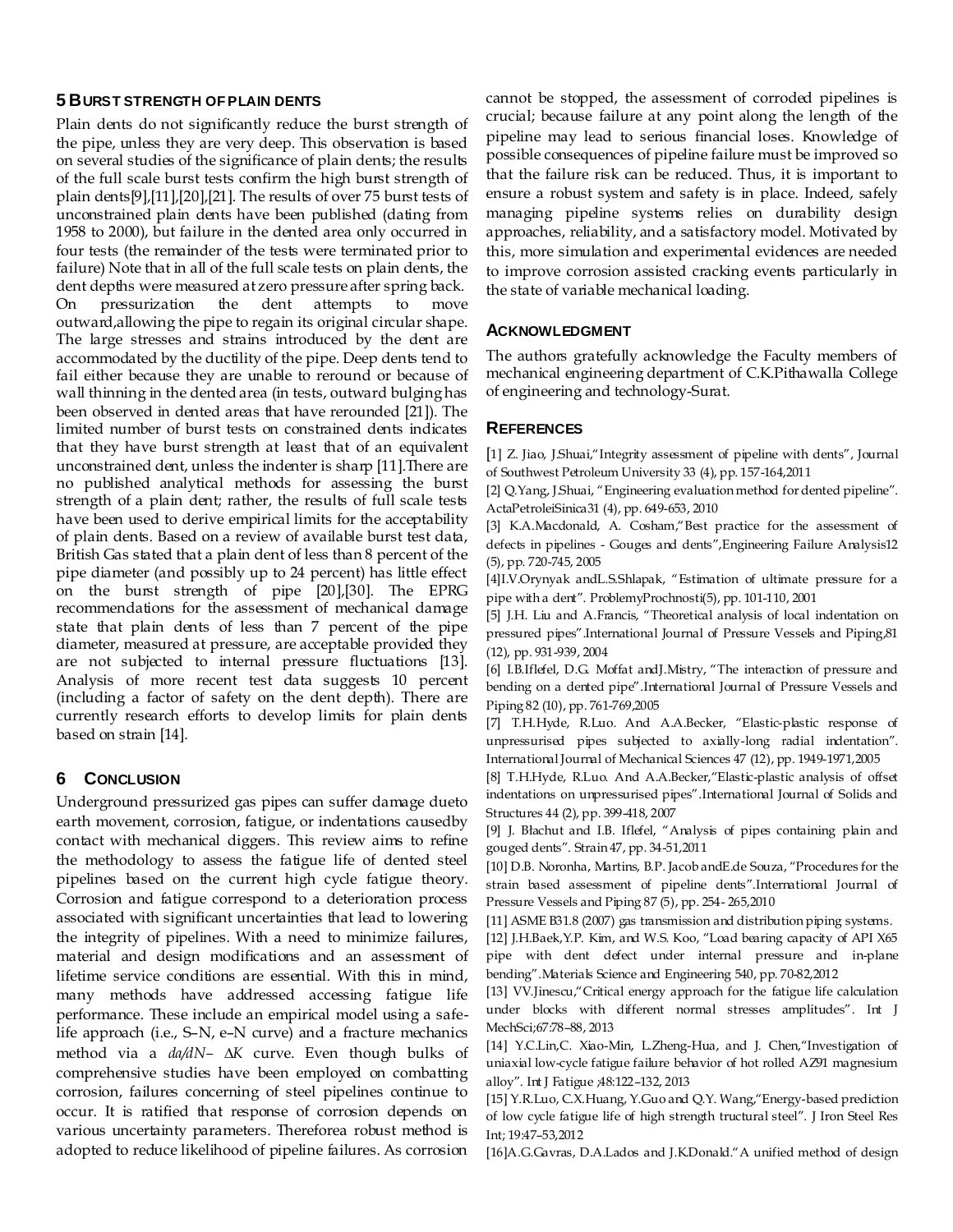## 5 BURST STRENGTH OF PLAIN DENTS

Plain dents do not significantly reduce the burst strength of the pipe, unless they are very deep. This observation is based on several studies of the significance of plain dents; the results of the full scale burst tests confirm the high burst strength of plain dents[9],[11],[20],[21]. The results of over 75 burst tests of unconstrained plain dents have been published (dating from 1958 to 2000), but failure in the dented area only occurred in four tests (the remainder of the tests were terminated prior to failure) Note that in all of the full scale tests on plain dents, the dent depths were measured at zero pressure after spring back. On pressurization the dent attempts to move outward,allowing the pipe to regain its original circular shape. The large stresses and strains introduced by the dent are accommodated by the ductility of the pipe. Deep dents tend to fail either because they are unable to reround or because of wall thinning in the dented area (in tests, outward bulging has been observed in dented areas that have rerounded [21]). The limited number of burst tests on constrained dents indicates that they have burst strength at least that of an equivalent unconstrained dent, unless the indenter is sharp [11].There are no published analytical methods for assessing the burst strength of a plain dent; rather, the results of full scale tests have been used to derive empirical limits for the acceptability of plain dents. Based on a review of available burst test data, British Gas stated that a plain dent of less than 8 percent of the pipe diameter (and possibly up to 24 percent) has little effect on the burst strength of pipe [20],[30]. The EPRG recommendations for the assessment of mechanical damage state that plain dents of less than 7 percent of the pipe diameter, measured at pressure, are acceptable provided they are not subjected to internal pressure fluctuations [13]. Analysis of more recent test data suggests 10 percent (including a factor of safety on the dent depth). There are currently research efforts to develop limits for plain dents based on strain [14].

## 6 CONCLUSION

Underground pressurized gas pipes can suffer damage dueto earth movement, corrosion, fatigue, or indentations causedby contact with mechanical diggers. This review aims to refine the methodology to assess the fatigue life of dented steel pipelines based on the current high cycle fatigue theory. Corrosion and fatigue correspond to a deterioration process associated with significant uncertainties that lead to lowering the integrity of pipelines. With a need to minimize failures, material and design modifications and an assessment of lifetime service conditions are essential. With this in mind, many methods have addressed accessing fatigue life performance. These include an empirical model using a safe-life approach (i.e., S–N, e–N curve) and a fracture mechanics method via a $da/dN - \Delta K$ curve. Even though bulks of comprehensive studies have been employed on combatting corrosion, failures concerning of steel pipelines continue to occur. It is ratified that response of corrosion depends on various uncertainty parameters. Thereforea robust method is adopted to reduce likelihood of pipeline failures. As corrosion cannot be stopped, the assessment of corroded pipelines is crucial; because failure at any point along the length of the pipeline may lead to serious financial loses. Knowledge of possible consequences of pipeline failure must be improved so that the failure risk can be reduced. Thus, it is important to ensure a robust system and safety is in place. Indeed, safely managing pipeline systems relies on durability design approaches, reliability, and a satisfactory model. Motivated by this, more simulation and experimental evidences are needed to improve corrosion assisted cracking events particularly in the state of variable mechanical loading.

## ACKNOWLEDGMENT

The authors gratefully acknowledge the Faculty members of mechanical engineering department of C.K.Pithawalla College of engineering and technology-Surat.

## REFERENCES

[1] Z. Jiao, J.Shuai,"Integrity assessment of pipeline with dents", Journal of Southwest Petroleum University 33 (4), pp. 157-164,2011

[2] Q.Yang, J.Shuai, "Engineering evaluation method for dented pipeline". ActaPetroleiSinica31 (4), pp. 649-653, 2010

[3] K.A.Macdonald, A. Cosham,"Best practice for the assessment of defects in pipelines - Gouges and dents",Engineering Failure Analysis12 (5), pp. 720-745, 2005

[4]I.V.Orynyak andL.S.Shlapak, "Estimation of ultimate pressure for a pipe with a dent". ProblemyProchnosti(5), pp. 101-110, 2001

[5] J.H. Liu and A.Francis, "Theoretical analysis of local indentation on pressured pipes".International Journal of Pressure Vessels and Piping,81 (12), pp. 931-939, 2004

[6] I.B.Iflefel, D.G. Moffat andJ.Mistry, "The interaction of pressure and bending on a dented pipe".International Journal of Pressure Vessels and Piping 82 (10), pp. 761-769,2005

[7] T.H.Hyde, R.Luo. And A.A.Becker, "Elastic-plastic response of unpressurised pipes subjected to axially-long radial indentation". International Journal of Mechanical Sciences 47 (12), pp. 1949-1971,2005

[8] T.H.Hyde, R.Luo. And A.A.Becker,"Elastic-plastic analysis of offset indentations on unpressurised pipes".International Journal of Solids and Structures 44 (2), pp. 399-418, 2007

[9] J. Błachut and I.B. Iflefel, "Analysis of pipes containing plain and gouged dents". Strain 47, pp. 34-51,2011

[10] D.B. Noronha, Martins, B.P. Jacob andE.de Souza, "Procedures for the strain based assessment of pipeline dents".International Journal of Pressure Vessels and Piping 87 (5), pp. 254- 265,2010

[11] ASME B31.8 (2007) gas transmission and distribution piping systems.

[12] J.H.Baek,Y.P. Kim, and W.S. Koo, "Load bearing capacity of API X65 pipe with dent defect under internal pressure and in-plane bending".Materials Science and Engineering 540, pp. 70-82,2012

[13] VV.Jinescu,"Critical energy approach for the fatigue life calculation under blocks with different normal stresses amplitudes". Int J MechSci;67:78–88, 2013

[14] Y.C.Lin,C. Xiao-Min, L.Zheng-Hua, and J. Chen,"Investigation of uniaxial low-cycle fatigue failure behavior of hot rolled AZ91 magnesium alloy". Int J Fatigue ;48:122–132, 2013

[15] Y.R.Luo, C.X.Huang, Y.Guo and Q.Y. Wang,"Energy-based prediction of low cycle fatigue life of high strength tructural steel". J Iron Steel Res Int; 19:47–53,2012

[16]A.G.Gavras, D.A.Lados and J.KDonald."A unified method of design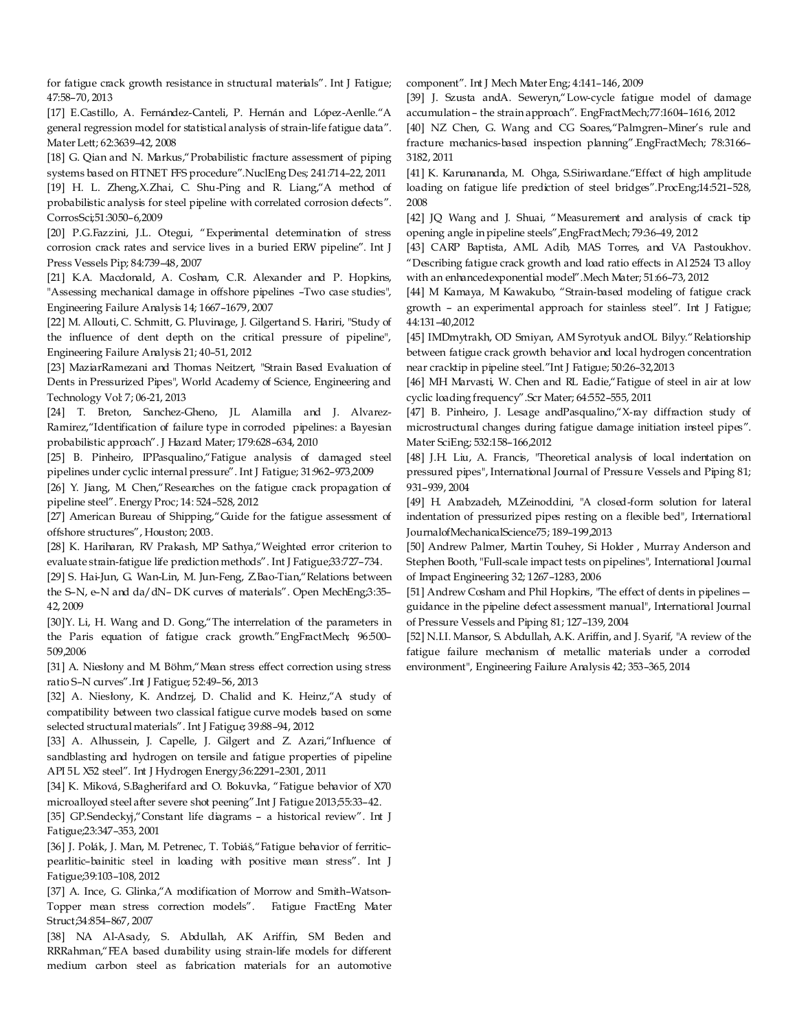for fatigue crack growth resistance in structural materials". Int J Fatigue; 47:58–70, 2013

[17] E.Castillo, A. Fernández-Canteli, P. Hernán and López-Aenlle."A general regression model for statistical analysis of strain-life fatigue data". Mater Lett; 62:3639–42, 2008

[18] G. Qian and N. Markus,"Probabilistic fracture assessment of piping systems based on FITNET FFS procedure".NuclEng Des; 241:714–22, 2011

[19] H. L. Zheng,X.Zhai, C. Shu-Ping and R. Liang,"A method of probabilistic analysis for steel pipeline with correlated corrosion defects". CorrosSci;51:3050–6,2009

[20] P.G.Fazzini, J.L. Otegui, "Experimental determination of stress corrosion crack rates and service lives in a buried ERW pipeline". Int J Press Vessels Pip; 84:739–48, 2007

[21] K.A. Macdonald, A. Cosham, C.R. Alexander and P. Hopkins, "Assessing mechanical damage in offshore pipelines –Two case studies", Engineering Failure Analysis 14; 1667–1679, 2007

[22] M. Allouti, C. Schmitt, G. Pluvinage, J. Gilgertand S. Hariri, "Study of the influence of dent depth on the critical pressure of pipeline", Engineering Failure Analysis 21; 40–51, 2012

[23] MaziarRamezani and Thomas Neitzert, "Strain Based Evaluation of Dents in Pressurized Pipes", World Academy of Science, Engineering and Technology Vol: 7; 06-21, 2013

[24] T. Breton, Sanchez-Gheno, JL Alamilla and J. Alvarez-Ramirez,"Identification of failure type in corroded pipelines: a Bayesian probabilistic approach". J Hazard Mater; 179:628–634, 2010

[25] B. Pinheiro, IPPasqualino,"Fatigue analysis of damaged steel pipelines under cyclic internal pressure". Int J Fatigue; 31:962–973,2009

[26] Y. Jiang, M. Chen,"Researches on the fatigue crack propagation of pipeline steel". Energy Proc; 14: 524–528, 2012

[27] American Bureau of Shipping,"Guide for the fatigue assessment of offshore structures", Houston; 2003.

[28] K. Hariharan, RV Prakash, MP Sathya,"Weighted error criterion to evaluate strain-fatigue life prediction methods". Int J Fatigue;33:727–734.

[29] S. Hai-Jun, G. Wan-Lin, M. Jun-Feng, Z.Bao-Tian,"Relations between the S–N, e–N and da/dN– DK curves of materials". Open MechEng;3:35–42, 2009

[30]Y. Li, H. Wang and D. Gong,"The interrelation of the parameters in the Paris equation of fatigue crack growth."EngFractMech; 96:500–509,2006

[31] A. Niesłony and M. Böhm,"Mean stress effect correction using stress ratio S–N curves".Int J Fatigue; 52:49–56, 2013

[32] A. Niesłony, K. Andrzej, D. Chalid and K. Heinz,"A study of compatibility between two classical fatigue curve models based on some selected structural materials". Int J Fatigue; 39:88–94, 2012

[33] A. Alhussein, J. Capelle, J. Gilgert and Z. Azari,"Influence of sandblasting and hydrogen on tensile and fatigue properties of pipeline API 5L X52 steel". Int J Hydrogen Energy;36:2291–2301, 2011

[34] K. Miková, S.Bagherifard and O. Bokuvka, "Fatigue behavior of X70 microalloyed steel after severe shot peening".Int J Fatigue 2013;55:33–42.

[35] GP.Sendeckyj,"Constant life diagrams – a historical review". Int J Fatigue;23:347–353, 2001

[36] J. Polák, J. Man, M. Petrenec, T. Tobiáš,"Fatigue behavior of ferritic–pearlitic–bainitic steel in loading with positive mean stress". Int J Fatigue;39:103–108, 2012

[37] A. Ince, G. Glinka,"A modification of Morrow and Smith–Watson–Topper mean stress correction models". Fatigue FractEng Mater Struct;34:854–867, 2007

[38] NA Al-Asady, S. Abdullah, AK Ariffin, SM Beden and RRRahman,"FEA based durability using strain-life models for different medium carbon steel as fabrication materials for an automotive component". Int J Mech Mater Eng; 4:141–146, 2009

[39] J. Szusta andA. Seweryn,"Low-cycle fatigue model of damage accumulation – the strain approach". EngFractMech;77:1604–1616, 2012

[40] NZ Chen, G. Wang and CG Soares,"Palmgren–Miner's rule and fracture mechanics-based inspection planning".EngFractMech; 78:3166–3182, 2011

[41] K. Karunananda, M. Ohga, S.Siriwardane."Effect of high amplitude loading on fatigue life prediction of steel bridges".ProcEng;14:521–528, 2008

[42] JQ Wang and J. Shuai, "Measurement and analysis of crack tip opening angle in pipeline steels",EngFractMech; 79:36–49, 2012

[43] CARP Baptista, AML Adib, MAS Torres, and VA Pastoukhov. "Describing fatigue crack growth and load ratio effects in Al 2524 T3 alloy with an enhancedexponential model".Mech Mater; 51:66–73, 2012

[44] M Kamaya, M Kawakubo, "Strain-based modeling of fatigue crack growth – an experimental approach for stainless steel". Int J Fatigue; 44:131–40,2012

[45] IMDmytrakh, OD Smiyan, AM Syrotyuk andOL Bilyy."Relationship between fatigue crack growth behavior and local hydrogen concentration near cracktip in pipeline steel."Int J Fatigue; 50:26–32,2013

[46] MH Marvasti, W. Chen and RL Eadie,"Fatigue of steel in air at low cyclic loading frequency".Scr Mater; 64:552–555, 2011

[47] B. Pinheiro, J. Lesage andPasqualino,"X-ray diffraction study of microstructural changes during fatigue damage initiation insteel pipes". Mater SciEng; 532:158–166,2012

[48] J.H. Liu, A. Francis, "Theoretical analysis of local indentation on pressured pipes", International Journal of Pressure Vessels and Piping 81; 931–939, 2004

[49] H. Arabzadeh, M.Zeinoddini, "A closed-form solution for lateral indentation of pressurized pipes resting on a flexible bed", International JournalofMechanicalScience75; 189–199,2013

[50] Andrew Palmer, Martin Touhey, Si Holder , Murray Anderson and Stephen Booth, "Full-scale impact tests on pipelines", International Journal of Impact Engineering 32; 1267–1283, 2006

[51] Andrew Cosham and Phil Hopkins, "The effect of dents in pipelines — guidance in the pipeline defect assessment manual", International Journal of Pressure Vessels and Piping 81; 127–139, 2004

[52] N.I.I. Mansor, S. Abdullah, A.K. Ariffin, and J. Syarif, "A review of the fatigue failure mechanism of metallic materials under a corroded environment", Engineering Failure Analysis 42; 353–365, 2014